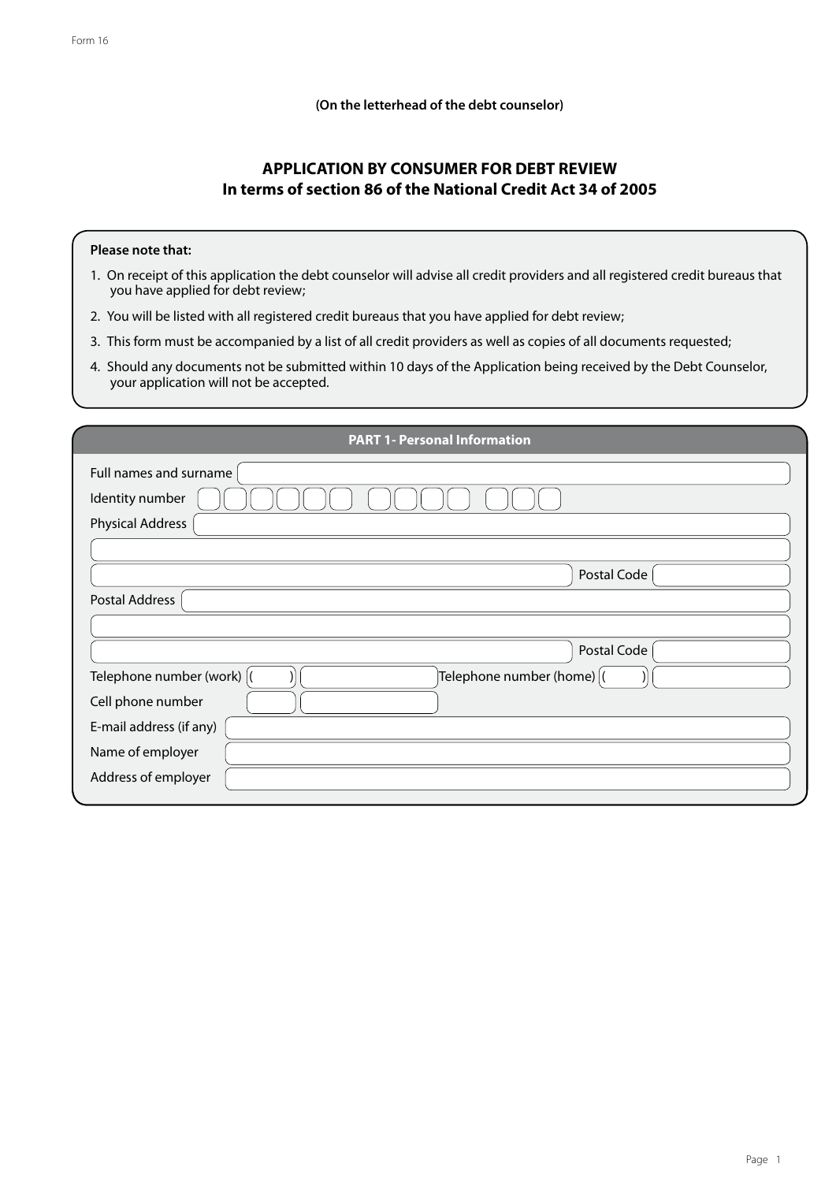Form 16

**(On the letterhead of the debt counselor)**

# APPLICATION BY CONSUMER FOR DEBT REVIEW
## In terms of section 86 of the National Credit Act 34 of 2005

**Please note that:**

1. On receipt of this application the debt counselor will advise all credit providers and all registered credit bureaus that you have applied for debt review;
2. You will be listed with all registered credit bureaus that you have applied for debt review;
3. This form must be accompanied by a list of all credit providers as well as copies of all documents requested;
4. Should any documents not be submitted within 10 days of the Application being received by the Debt Counselor, your application will not be accepted.

## PART 1- Personal Information

Full names and surname

Identity number

Physical Address

Postal Code

Postal Address

Postal Code

Telephone number (work) ( )

Telephone number (home) ( )

Cell phone number

E-mail address (if any)

Name of employer

Address of employer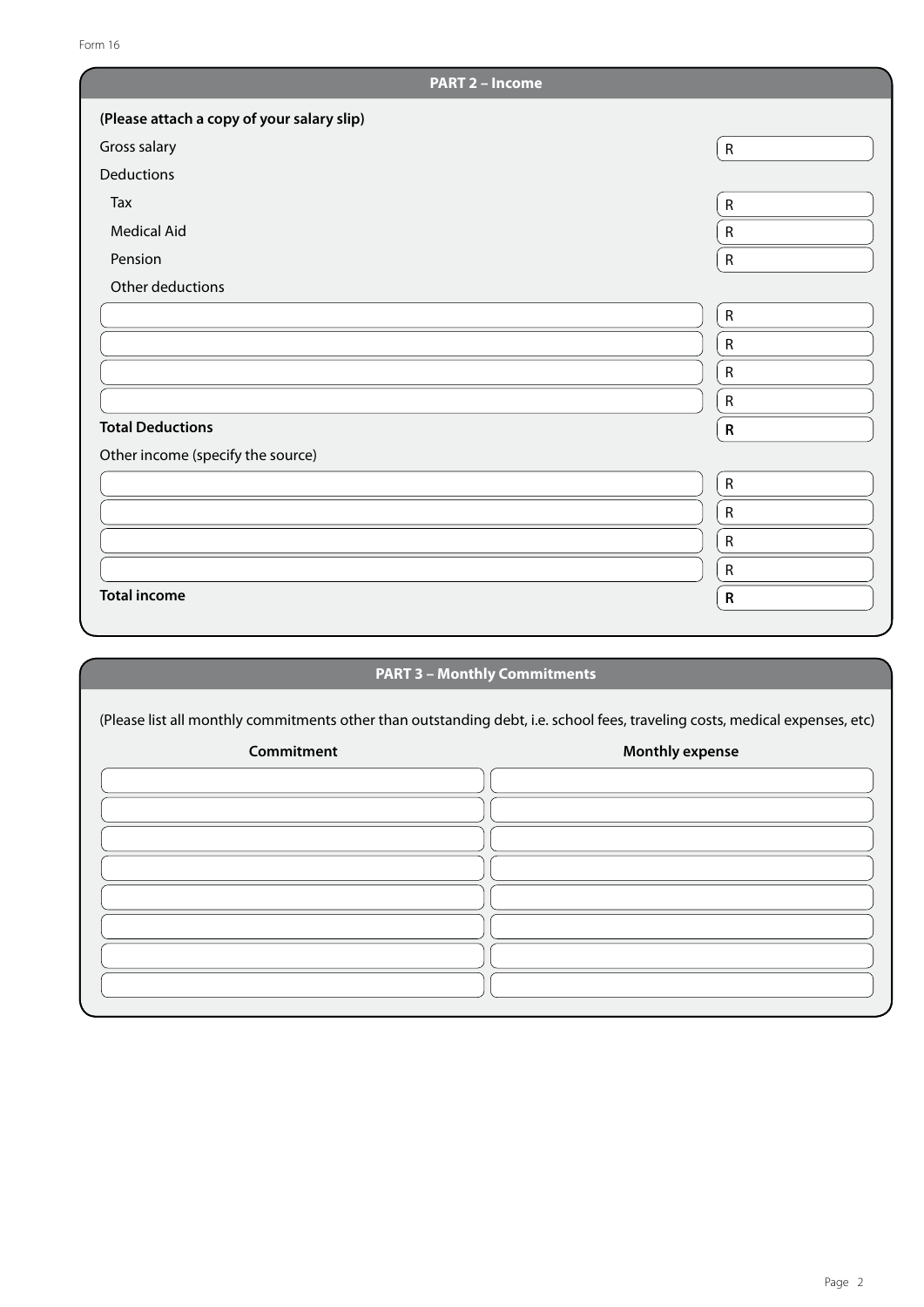## PART 2 – Income

**(Please attach a copy of your salary slip)**

| | |
|---|---|
| Gross salary | R |
| Deductions | |
| Tax | R |
| Medical Aid | R |
| Pension | R |
| Other deductions | |
| | R |
| | R |
| | R |
| | R |
| **Total Deductions** | **R** |
| Other income (specify the source) | |
| | R |
| | R |
| | R |
| | R |
| **Total income** | **R** |

## PART 3 – Monthly Commitments

(Please list all monthly commitments other than outstanding debt, i.e. school fees, traveling costs, medical expenses, etc)

| Commitment | Monthly expense |
|---|---|
| | |
| | |
| | |
| | |
| | |
| | |
| | |
| | |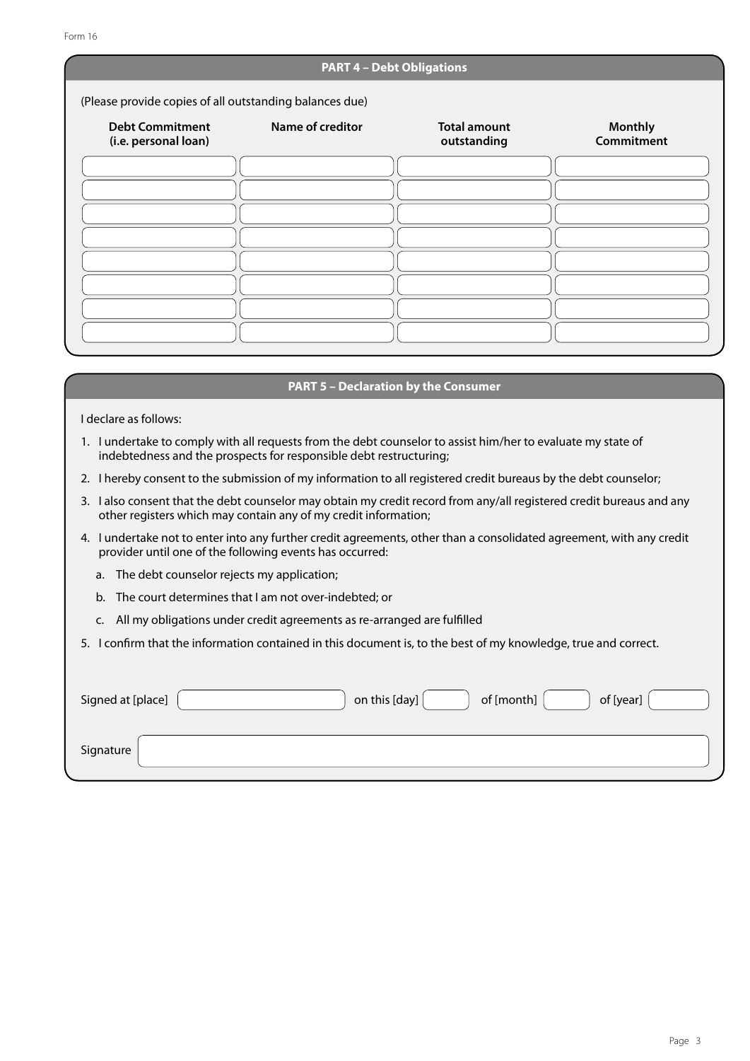## PART 4 – Debt Obligations

(Please provide copies of all outstanding balances due)

| Debt Commitment (i.e. personal loan) | Name of creditor | Total amount outstanding | Monthly Commitment |
|---|---|---|---|
| | | | |
| | | | |
| | | | |
| | | | |
| | | | |
| | | | |
| | | | |
| | | | |

## PART 5 – Declaration by the Consumer

I declare as follows:

1. I undertake to comply with all requests from the debt counselor to assist him/her to evaluate my state of indebtedness and the prospects for responsible debt restructuring;
2. I hereby consent to the submission of my information to all registered credit bureaus by the debt counselor;
3. I also consent that the debt counselor may obtain my credit record from any/all registered credit bureaus and any other registers which may contain any of my credit information;
4. I undertake not to enter into any further credit agreements, other than a consolidated agreement, with any credit provider until one of the following events has occurred:
   a. The debt counselor rejects my application;
   b. The court determines that I am not over-indebted; or
   c. All my obligations under credit agreements as re-arranged are fulfilled
5. I confirm that the information contained in this document is, to the best of my knowledge, true and correct.

Signed at [place] __________ on this [day] ____ of [month] ____ of [year] ____

Signature __________